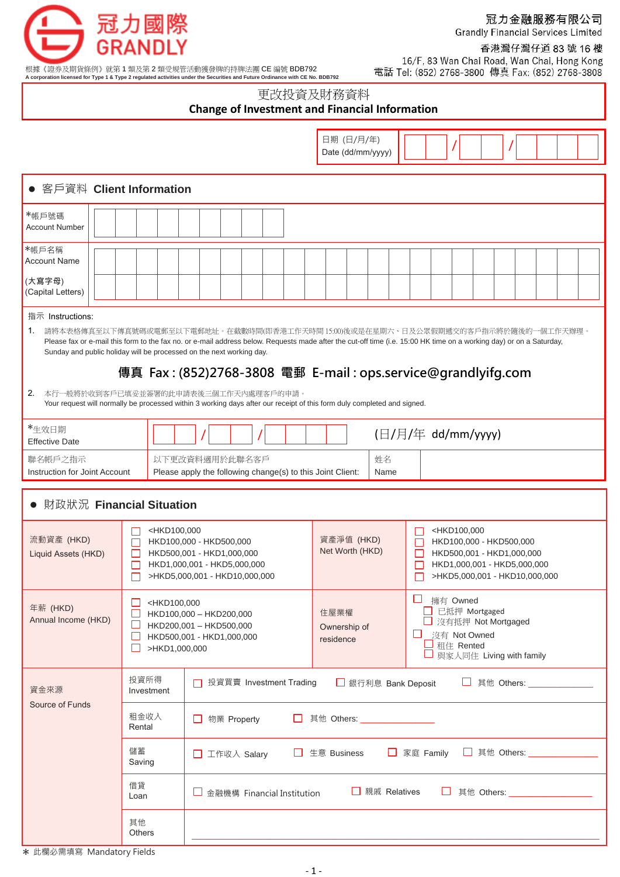冠力國際
GRANDLY

根據《證券及期貨條例》就第 1 類及第 2 類受規管活動獲發牌的持牌法團 CE 編號 BDB792
A corporation licensed for Type 1 & Type 2 regulated activities under the Securities and Future Ordinance with CE No. BDB792

冠力金融服務有限公司
Grandly Financial Services Limited
香港灣仔灣仔道 83 號 16 樓
16/F, 83 Wan Chai Road, Wan Chai, Hong Kong
電話 Tel: (852) 2768-3800 傳真 Fax: (852) 2768-3808

# 更改投資及財務資料
# Change of Investment and Financial Information

日期 (日/月/年) Date (dd/mm/yyyy): __ __ / __ __ / __ __ __ __

## ● 客戶資料 Client Information

| | |
|---|---|
| *帳戶號碼 Account Number | |
| *帳戶名稱 Account Name (大寫字母) (Capital Letters) | |

指示 Instructions:

1. 請將本表格傳真至以下傳真號碼或電郵至以下電郵地址。在截數時間(即香港工作天時間 15:00)後或是在星期六、日及公眾假期遞交的客戶指示將於隨後的一個工作天辦理。
   Please fax or e-mail this form to the fax no. or e-mail address below. Requests made after the cut-off time (i.e. 15:00 HK time on a working day) or on a Saturday, Sunday and public holiday will be processed on the next working day.

**傳真 Fax : (852)2768-3808 電郵 E-mail : ops.service@grandlyifg.com**

2. 本行一般將於收到客戶已填妥並簽署的此申請表後三個工作天內處理客戶的申請。
   Your request will normally be processed within 3 working days after our receipt of this form duly completed and signed.

| | | | |
|---|---|---|---|
| *生效日期 Effective Date | __ __ / __ __ / __ __ __ __ (日/月/年 dd/mm/yyyy) | | |
| 聯名帳戶之指示 Instruction for Joint Account | 以下更改資料適用於此聯名客戶 Please apply the following change(s) to this Joint Client: | 姓名 Name | |

## ● 財政狀況 Financial Situation

| | | | |
|---|---|---|---|
| 流動資產 (HKD) Liquid Assets (HKD) | ☐ <HKD100,000<br>☐ HKD100,000 - HKD500,000<br>☐ HKD500,001 - HKD1,000,000<br>☐ HKD1,000,001 - HKD5,000,000<br>☐ >HKD5,000,001 - HKD10,000,000 | 資產淨值 (HKD) Net Worth (HKD) | ☐ <HKD100,000<br>☐ HKD100,000 - HKD500,000<br>☐ HKD500,001 - HKD1,000,000<br>☐ HKD1,000,001 - HKD5,000,000<br>☐ >HKD5,000,001 - HKD10,000,000 |
| 年薪 (HKD) Annual Income (HKD) | ☐ <HKD100,000<br>☐ HKD100,000 – HKD200,000<br>☐ HKD200,001 – HKD500,000<br>☐ HKD500,001 - HKD1,000,000<br>☐ >HKD1,000,000 | 住屋業權 Ownership of residence | ☐ 擁有 Owned<br>☐ 已抵押 Mortgaged<br>☐ 沒有抵押 Not Mortgaged<br>☐ 沒有 Not Owned<br>☐ 租住 Rented<br>☐ 與家人同住 Living with family |

| | | |
|---|---|---|
| 資金來源 Source of Funds | 投資所得 Investment | ☐ 投資買賣 Investment Trading ☐ 銀行利息 Bank Deposit ☐ 其他 Others: ____________ |
| | 租金收入 Rental | ☐ 物業 Property ☐ 其他 Others: ____________ |
| | 儲蓄 Saving | ☐ 工作收入 Salary ☐ 生意 Business ☐ 家庭 Family ☐ 其他 Others: ____________ |
| | 借貸 Loan | ☐ 金融機構 Financial Institution ☐ 親戚 Relatives ☐ 其他 Others: ____________ |
| | 其他 Others | ____________ |

＊ 此欄必需填寫 Mandatory Fields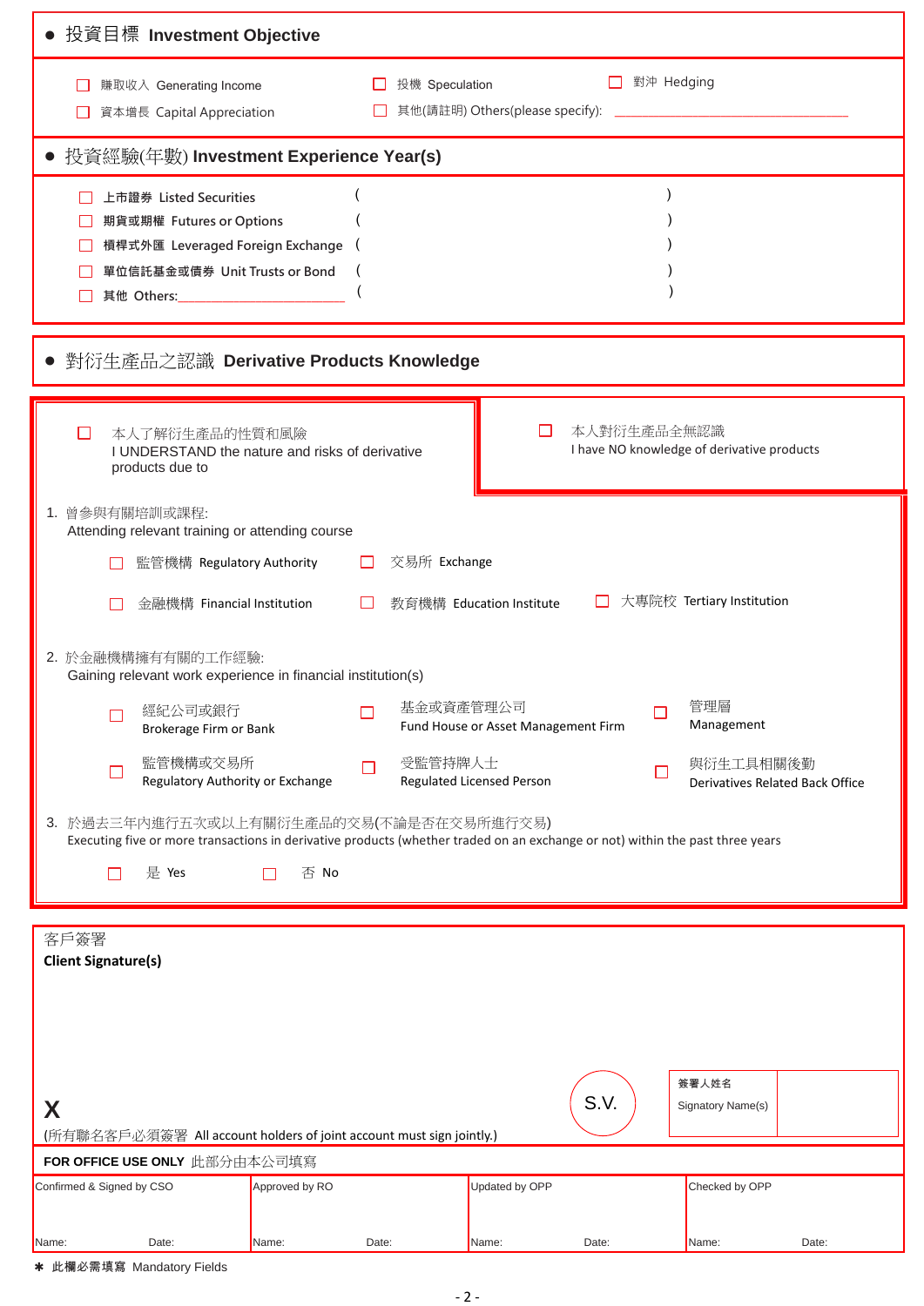## ● 投資目標 Investment Objective

☐ 賺取收入 Generating Income　☐ 投機 Speculation　☐ 對沖 Hedging

☐ 資本增長 Capital Appreciation　☐ 其他(請註明) Others(please specify): ______________________

## ● 投資經驗(年數) Investment Experience Year(s)

☐ 上市證券 Listed Securities (　　　　　　　　)

☐ 期貨或期權 Futures or Options (　　　　　　　　)

☐ 槓桿式外匯 Leveraged Foreign Exchange (　　　　　　　　)

☐ 單位信託基金或債券 Unit Trusts or Bond (　　　　　　　　)

☐ 其他 Others:______________________ (　　　　　　　　)

## ● 對衍生產品之認識 Derivative Products Knowledge

☐ 本人了解衍生產品的性質和風險
I UNDERSTAND the nature and risks of derivative products due to

☐ 本人對衍生產品全無認識
I have NO knowledge of derivative products

1. 曾參與有關培訓或課程:
Attending relevant training or attending course

☐ 監管機構 Regulatory Authority　☐ 交易所 Exchange

☐ 金融機構 Financial Institution　☐ 教育機構 Education Institute　☐ 大專院校 Tertiary Institution

2. 於金融機構擁有有關的工作經驗:
Gaining relevant work experience in financial institution(s)

☐ 經紀公司或銀行 Brokerage Firm or Bank　☐ 基金或資產管理公司 Fund House or Asset Management Firm　☐ 管理層 Management

☐ 監管機構或交易所 Regulatory Authority or Exchange　☐ 受監管持牌人士 Regulated Licensed Person　☐ 與衍生工具相關後勤 Derivatives Related Back Office

3. 於過去三年內進行五次或以上有關衍生產品的交易(不論是否在交易所進行交易)
Executing five or more transactions in derivative products (whether traded on an exchange or not) within the past three years

☐ 是 Yes　☐ 否 No

客戶簽署
**Client Signature(s)**

**X**

(所有聯名客戶必須簽署 All account holders of joint account must sign jointly.)

S.V.

| 簽署人姓名 Signatory Name(s) | |
|---|---|

**FOR OFFICE USE ONLY** 此部分由本公司填寫

| Confirmed & Signed by CSO | Approved by RO | Updated by OPP | Checked by OPP |
|---|---|---|---|
| Name:　　Date: | Name:　　Date: | Name:　　Date: | Name:　　Date: |

✱ 此欄必需填寫 Mandatory Fields